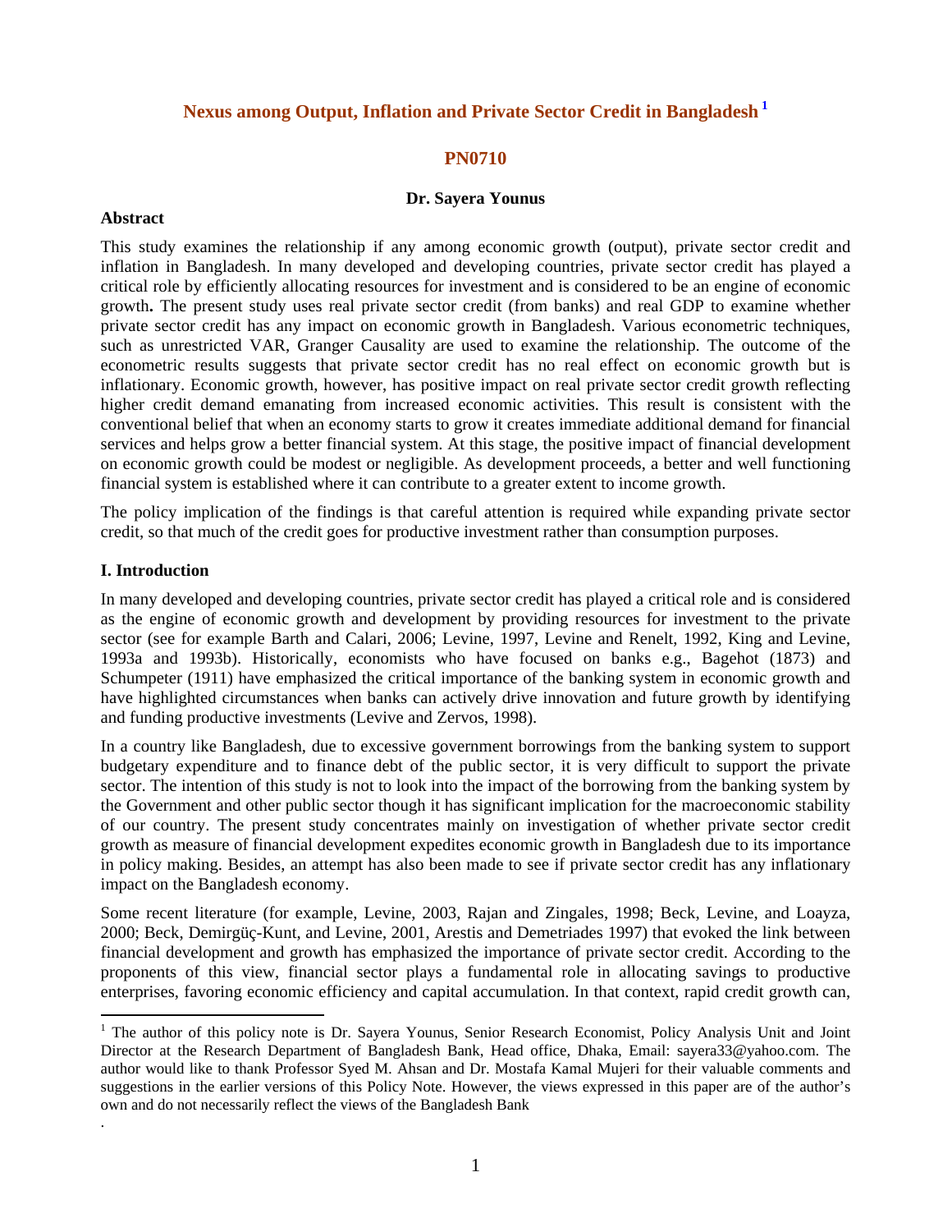# Nexus among Output, Inflation and Private Sector Credit in Bangladesh [1]

## PN0710

**Dr. Sayera Younus**

**Abstract**

This study examines the relationship if any among economic growth (output), private sector credit and inflation in Bangladesh. In many developed and developing countries, private sector credit has played a critical role by efficiently allocating resources for investment and is considered to be an engine of economic growth**.** The present study uses real private sector credit (from banks) and real GDP to examine whether private sector credit has any impact on economic growth in Bangladesh. Various econometric techniques, such as unrestricted VAR, Granger Causality are used to examine the relationship. The outcome of the econometric results suggests that private sector credit has no real effect on economic growth but is inflationary. Economic growth, however, has positive impact on real private sector credit growth reflecting higher credit demand emanating from increased economic activities. This result is consistent with the conventional belief that when an economy starts to grow it creates immediate additional demand for financial services and helps grow a better financial system. At this stage, the positive impact of financial development on economic growth could be modest or negligible. As development proceeds, a better and well functioning financial system is established where it can contribute to a greater extent to income growth.

The policy implication of the findings is that careful attention is required while expanding private sector credit, so that much of the credit goes for productive investment rather than consumption purposes.

**I. Introduction**

In many developed and developing countries, private sector credit has played a critical role and is considered as the engine of economic growth and development by providing resources for investment to the private sector (see for example Barth and Calari, 2006; Levine, 1997, Levine and Renelt, 1992, King and Levine, 1993a and 1993b). Historically, economists who have focused on banks e.g., Bagehot (1873) and Schumpeter (1911) have emphasized the critical importance of the banking system in economic growth and have highlighted circumstances when banks can actively drive innovation and future growth by identifying and funding productive investments (Levive and Zervos, 1998).

In a country like Bangladesh, due to excessive government borrowings from the banking system to support budgetary expenditure and to finance debt of the public sector, it is very difficult to support the private sector. The intention of this study is not to look into the impact of the borrowing from the banking system by the Government and other public sector though it has significant implication for the macroeconomic stability of our country. The present study concentrates mainly on investigation of whether private sector credit growth as measure of financial development expedites economic growth in Bangladesh due to its importance in policy making. Besides, an attempt has also been made to see if private sector credit has any inflationary impact on the Bangladesh economy.

Some recent literature (for example, Levine, 2003, Rajan and Zingales, 1998; Beck, Levine, and Loayza, 2000; Beck, Demirgüç-Kunt, and Levine, 2001, Arestis and Demetriades 1997) that evoked the link between financial development and growth has emphasized the importance of private sector credit. According to the proponents of this view, financial sector plays a fundamental role in allocating savings to productive enterprises, favoring economic efficiency and capital accumulation. In that context, rapid credit growth can,

[1] The author of this policy note is Dr. Sayera Younus, Senior Research Economist, Policy Analysis Unit and Joint Director at the Research Department of Bangladesh Bank, Head office, Dhaka, Email: sayera33@yahoo.com. The author would like to thank Professor Syed M. Ahsan and Dr. Mostafa Kamal Mujeri for their valuable comments and suggestions in the earlier versions of this Policy Note. However, the views expressed in this paper are of the author's own and do not necessarily reflect the views of the Bangladesh Bank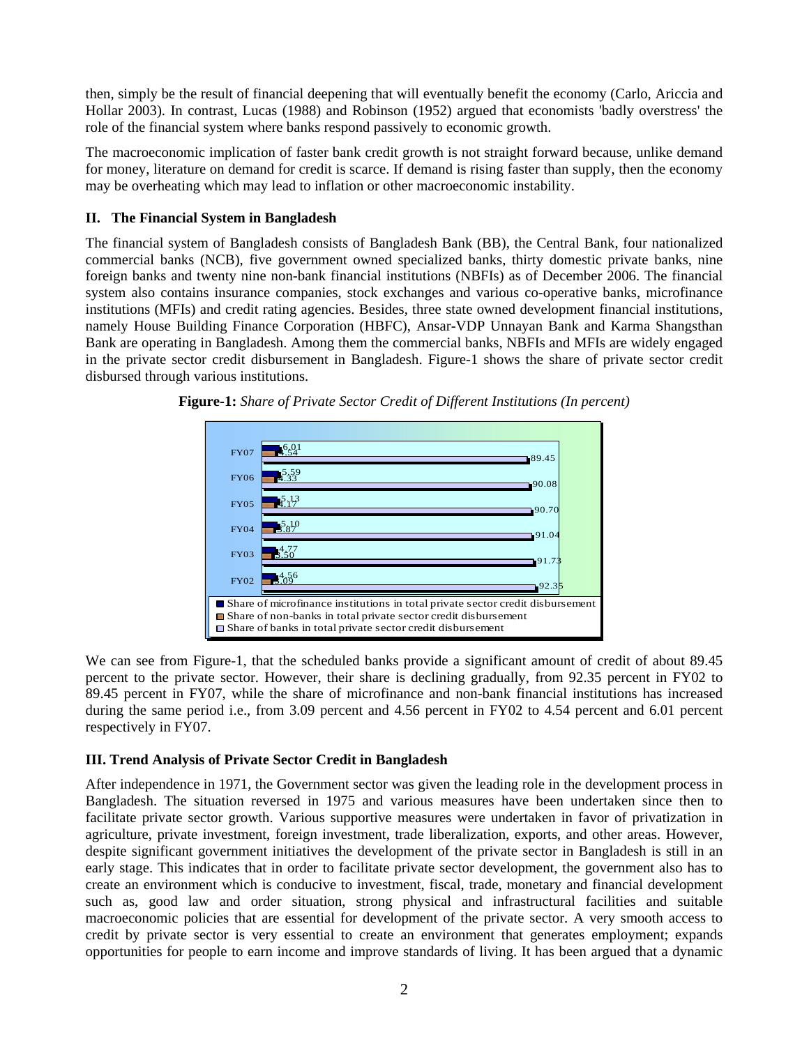then, simply be the result of financial deepening that will eventually benefit the economy (Carlo, Ariccia and Hollar 2003). In contrast, Lucas (1988) and Robinson (1952) argued that economists 'badly overstress' the role of the financial system where banks respond passively to economic growth.

The macroeconomic implication of faster bank credit growth is not straight forward because, unlike demand for money, literature on demand for credit is scarce. If demand is rising faster than supply, then the economy may be overheating which may lead to inflation or other macroeconomic instability.

## II. The Financial System in Bangladesh

The financial system of Bangladesh consists of Bangladesh Bank (BB), the Central Bank, four nationalized commercial banks (NCB), five government owned specialized banks, thirty domestic private banks, nine foreign banks and twenty nine non-bank financial institutions (NBFIs) as of December 2006. The financial system also contains insurance companies, stock exchanges and various co-operative banks, microfinance institutions (MFIs) and credit rating agencies. Besides, three state owned development financial institutions, namely House Building Finance Corporation (HBFC), Ansar-VDP Unnayan Bank and Karma Shangsthan Bank are operating in Bangladesh. Among them the commercial banks, NBFIs and MFIs are widely engaged in the private sector credit disbursement in Bangladesh. Figure-1 shows the share of private sector credit disbursed through various institutions.

**Figure-1:** *Share of Private Sector Credit of Different Institutions (In percent)*

| | Share of microfinance institutions in total private sector credit disbursement | Share of non-banks in total private sector credit disbursement | Share of banks in total private sector credit disbursement |
|---|---|---|---|
| FY07 | 6.01 | 4.54 | 89.45 |
| FY06 | 5.59 | 4.33 | 90.08 |
| FY05 | 5.13 | 4.17 | 90.70 |
| FY04 | 5.10 | 3.87 | 91.04 |
| FY03 | 4.77 | 3.50 | 91.73 |
| FY02 | 4.56 | 3.09 | 92.35 |

We can see from Figure-1, that the scheduled banks provide a significant amount of credit of about 89.45 percent to the private sector. However, their share is declining gradually, from 92.35 percent in FY02 to 89.45 percent in FY07, while the share of microfinance and non-bank financial institutions has increased during the same period i.e., from 3.09 percent and 4.56 percent in FY02 to 4.54 percent and 6.01 percent respectively in FY07.

## III. Trend Analysis of Private Sector Credit in Bangladesh

After independence in 1971, the Government sector was given the leading role in the development process in Bangladesh. The situation reversed in 1975 and various measures have been undertaken since then to facilitate private sector growth. Various supportive measures were undertaken in favor of privatization in agriculture, private investment, foreign investment, trade liberalization, exports, and other areas. However, despite significant government initiatives the development of the private sector in Bangladesh is still in an early stage. This indicates that in order to facilitate private sector development, the government also has to create an environment which is conducive to investment, fiscal, trade, monetary and financial development such as, good law and order situation, strong physical and infrastructural facilities and suitable macroeconomic policies that are essential for development of the private sector. A very smooth access to credit by private sector is very essential to create an environment that generates employment; expands opportunities for people to earn income and improve standards of living. It has been argued that a dynamic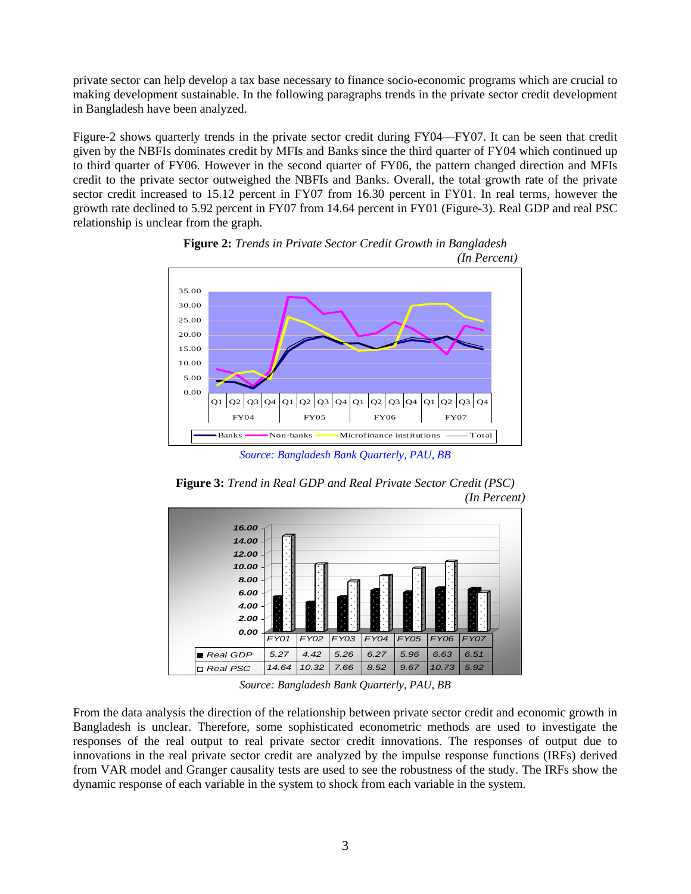private sector can help develop a tax base necessary to finance socio-economic programs which are crucial to making development sustainable. In the following paragraphs trends in the private sector credit development in Bangladesh have been analyzed.

Figure-2 shows quarterly trends in the private sector credit during FY04—FY07. It can be seen that credit given by the NBFIs dominates credit by MFIs and Banks since the third quarter of FY04 which continued up to third quarter of FY06. However in the second quarter of FY06, the pattern changed direction and MFIs credit to the private sector outweighed the NBFIs and Banks. Overall, the total growth rate of the private sector credit increased to 15.12 percent in FY07 from 16.30 percent in FY01. In real terms, however the growth rate declined to 5.92 percent in FY07 from 14.64 percent in FY01 (Figure-3). Real GDP and real PSC relationship is unclear from the graph.

**Figure 2:** *Trends in Private Sector Credit Growth in Bangladesh*
*(In Percent)*

*Source: Bangladesh Bank Quarterly, PAU, BB*

**Figure 3:** *Trend in Real GDP and Real Private Sector Credit (PSC)*
*(In Percent)*

| | FY01 | FY02 | FY03 | FY04 | FY05 | FY06 | FY07 |
|---|---|---|---|---|---|---|---|
| Real GDP | 5.27 | 4.42 | 5.26 | 6.27 | 5.96 | 6.63 | 6.51 |
| Real PSC | 14.64 | 10.32 | 7.66 | 8.52 | 9.67 | 10.73 | 5.92 |

*Source: Bangladesh Bank Quarterly, PAU, BB*

From the data analysis the direction of the relationship between private sector credit and economic growth in Bangladesh is unclear. Therefore, some sophisticated econometric methods are used to investigate the responses of the real output to real private sector credit innovations. The responses of output due to innovations in the real private sector credit are analyzed by the impulse response functions (IRFs) derived from VAR model and Granger causality tests are used to see the robustness of the study. The IRFs show the dynamic response of each variable in the system to shock from each variable in the system.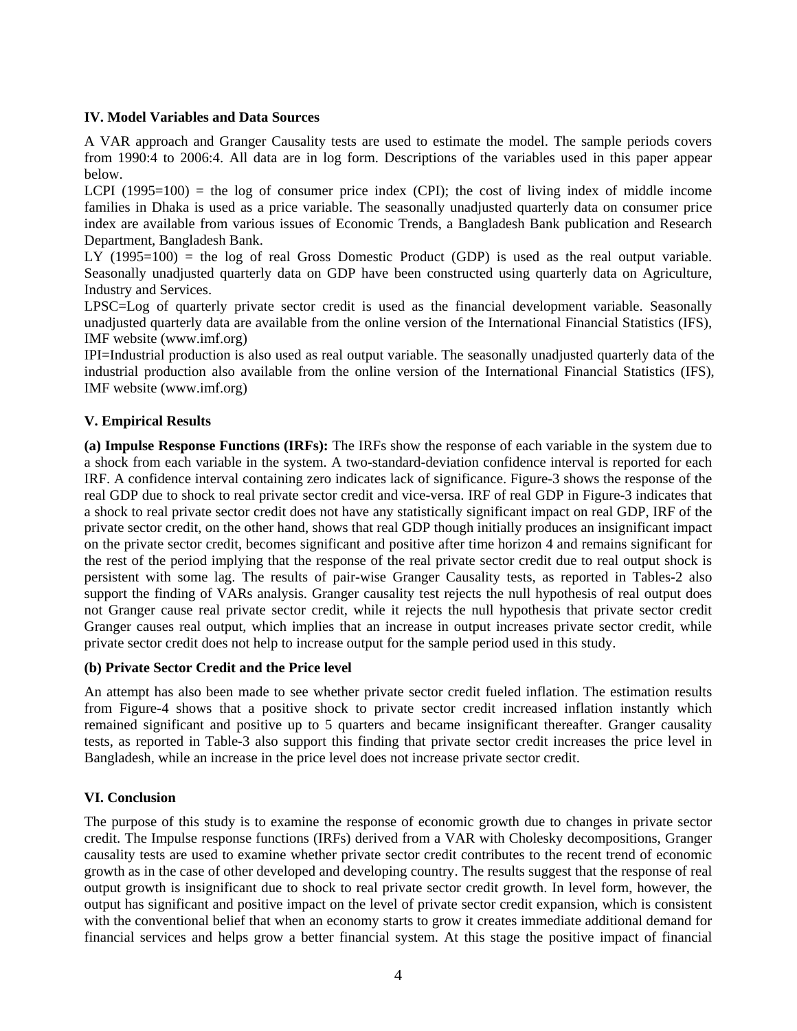## IV. Model Variables and Data Sources

A VAR approach and Granger Causality tests are used to estimate the model. The sample periods covers from 1990:4 to 2006:4. All data are in log form. Descriptions of the variables used in this paper appear below.

LCPI (1995=100) = the log of consumer price index (CPI); the cost of living index of middle income families in Dhaka is used as a price variable. The seasonally unadjusted quarterly data on consumer price index are available from various issues of Economic Trends, a Bangladesh Bank publication and Research Department, Bangladesh Bank.

LY (1995=100) = the log of real Gross Domestic Product (GDP) is used as the real output variable. Seasonally unadjusted quarterly data on GDP have been constructed using quarterly data on Agriculture, Industry and Services.

LPSC=Log of quarterly private sector credit is used as the financial development variable. Seasonally unadjusted quarterly data are available from the online version of the International Financial Statistics (IFS), IMF website (www.imf.org)

IPI=Industrial production is also used as real output variable. The seasonally unadjusted quarterly data of the industrial production also available from the online version of the International Financial Statistics (IFS), IMF website (www.imf.org)

## V. Empirical Results

**(a) Impulse Response Functions (IRFs):** The IRFs show the response of each variable in the system due to a shock from each variable in the system. A two-standard-deviation confidence interval is reported for each IRF. A confidence interval containing zero indicates lack of significance. Figure-3 shows the response of the real GDP due to shock to real private sector credit and vice-versa. IRF of real GDP in Figure-3 indicates that a shock to real private sector credit does not have any statistically significant impact on real GDP, IRF of the private sector credit, on the other hand, shows that real GDP though initially produces an insignificant impact on the private sector credit, becomes significant and positive after time horizon 4 and remains significant for the rest of the period implying that the response of the real private sector credit due to real output shock is persistent with some lag. The results of pair-wise Granger Causality tests, as reported in Tables-2 also support the finding of VARs analysis. Granger causality test rejects the null hypothesis of real output does not Granger cause real private sector credit, while it rejects the null hypothesis that private sector credit Granger causes real output, which implies that an increase in output increases private sector credit, while private sector credit does not help to increase output for the sample period used in this study.

**(b) Private Sector Credit and the Price level**

An attempt has also been made to see whether private sector credit fueled inflation. The estimation results from Figure-4 shows that a positive shock to private sector credit increased inflation instantly which remained significant and positive up to 5 quarters and became insignificant thereafter. Granger causality tests, as reported in Table-3 also support this finding that private sector credit increases the price level in Bangladesh, while an increase in the price level does not increase private sector credit.

## VI. Conclusion

The purpose of this study is to examine the response of economic growth due to changes in private sector credit. The Impulse response functions (IRFs) derived from a VAR with Cholesky decompositions, Granger causality tests are used to examine whether private sector credit contributes to the recent trend of economic growth as in the case of other developed and developing country. The results suggest that the response of real output growth is insignificant due to shock to real private sector credit growth. In level form, however, the output has significant and positive impact on the level of private sector credit expansion, which is consistent with the conventional belief that when an economy starts to grow it creates immediate additional demand for financial services and helps grow a better financial system. At this stage the positive impact of financial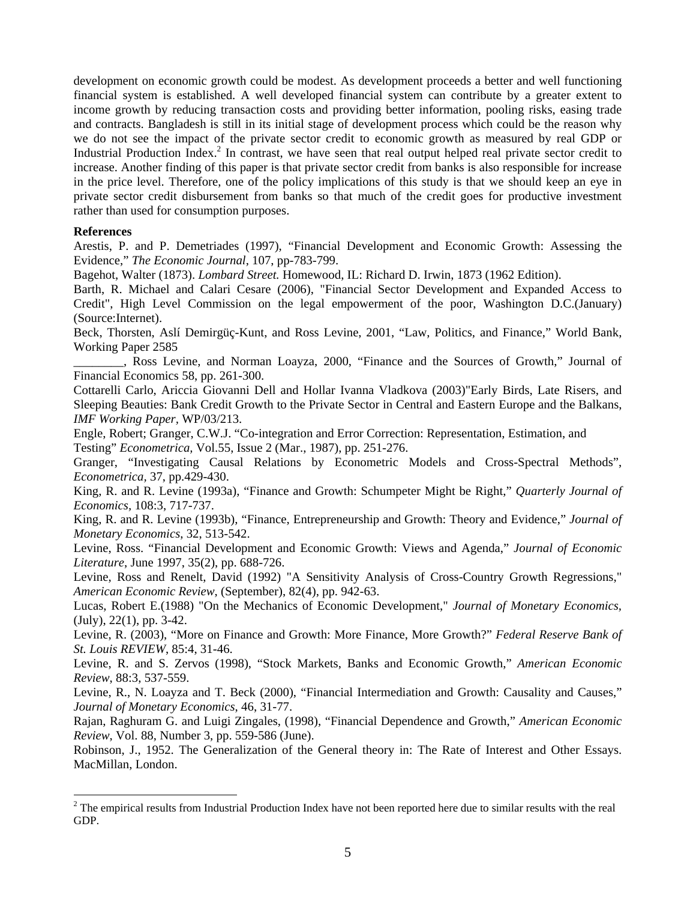development on economic growth could be modest. As development proceeds a better and well functioning financial system is established. A well developed financial system can contribute by a greater extent to income growth by reducing transaction costs and providing better information, pooling risks, easing trade and contracts. Bangladesh is still in its initial stage of development process which could be the reason why we do not see the impact of the private sector credit to economic growth as measured by real GDP or Industrial Production Index.[2] In contrast, we have seen that real output helped real private sector credit to increase. Another finding of this paper is that private sector credit from banks is also responsible for increase in the price level. Therefore, one of the policy implications of this study is that we should keep an eye in private sector credit disbursement from banks so that much of the credit goes for productive investment rather than used for consumption purposes.

**References**

Arestis, P. and P. Demetriades (1997), "Financial Development and Economic Growth: Assessing the Evidence," *The Economic Journal*, 107, pp-783-799.

Bagehot, Walter (1873). *Lombard Street.* Homewood, IL: Richard D. Irwin, 1873 (1962 Edition).

Barth, R. Michael and Calari Cesare (2006), "Financial Sector Development and Expanded Access to Credit", High Level Commission on the legal empowerment of the poor, Washington D.C.(January) (Source:Internet).

Beck, Thorsten, Aslí Demirgüç-Kunt, and Ross Levine, 2001, "Law, Politics, and Finance," World Bank, Working Paper 2585

________, Ross Levine, and Norman Loayza, 2000, "Finance and the Sources of Growth," Journal of Financial Economics 58, pp. 261-300.

Cottarelli Carlo, Ariccia Giovanni Dell and Hollar Ivanna Vladkova (2003)"Early Birds, Late Risers, and Sleeping Beauties: Bank Credit Growth to the Private Sector in Central and Eastern Europe and the Balkans, *IMF Working Paper*, WP/03/213.

Engle, Robert; Granger, C.W.J. "Co-integration and Error Correction: Representation, Estimation, and Testing" *Econometrica*, Vol.55, Issue 2 (Mar., 1987), pp. 251-276.

Granger, "Investigating Causal Relations by Econometric Models and Cross-Spectral Methods", *Econometrica*, 37, pp.429-430.

King, R. and R. Levine (1993a), "Finance and Growth: Schumpeter Might be Right," *Quarterly Journal of Economics*, 108:3, 717-737.

King, R. and R. Levine (1993b), "Finance, Entrepreneurship and Growth: Theory and Evidence," *Journal of Monetary Economics*, 32, 513-542.

Levine, Ross. "Financial Development and Economic Growth: Views and Agenda," *Journal of Economic Literature*, June 1997, 35(2), pp. 688-726.

Levine, Ross and Renelt, David (1992) "A Sensitivity Analysis of Cross-Country Growth Regressions," *American Economic Review*, (September), 82(4), pp. 942-63.

Lucas, Robert E.(1988) "On the Mechanics of Economic Development," *Journal of Monetary Economics*, (July), 22(1), pp. 3-42.

Levine, R. (2003), "More on Finance and Growth: More Finance, More Growth?" *Federal Reserve Bank of St. Louis REVIEW*, 85:4, 31-46.

Levine, R. and S. Zervos (1998), "Stock Markets, Banks and Economic Growth," *American Economic Review*, 88:3, 537-559.

Levine, R., N. Loayza and T. Beck (2000), "Financial Intermediation and Growth: Causality and Causes," *Journal of Monetary Economics*, 46, 31-77.

Rajan, Raghuram G. and Luigi Zingales, (1998), "Financial Dependence and Growth," *American Economic Review*, Vol. 88, Number 3, pp. 559-586 (June).

Robinson, J., 1952. The Generalization of the General theory in: The Rate of Interest and Other Essays. MacMillan, London.

---

[2] The empirical results from Industrial Production Index have not been reported here due to similar results with the real GDP.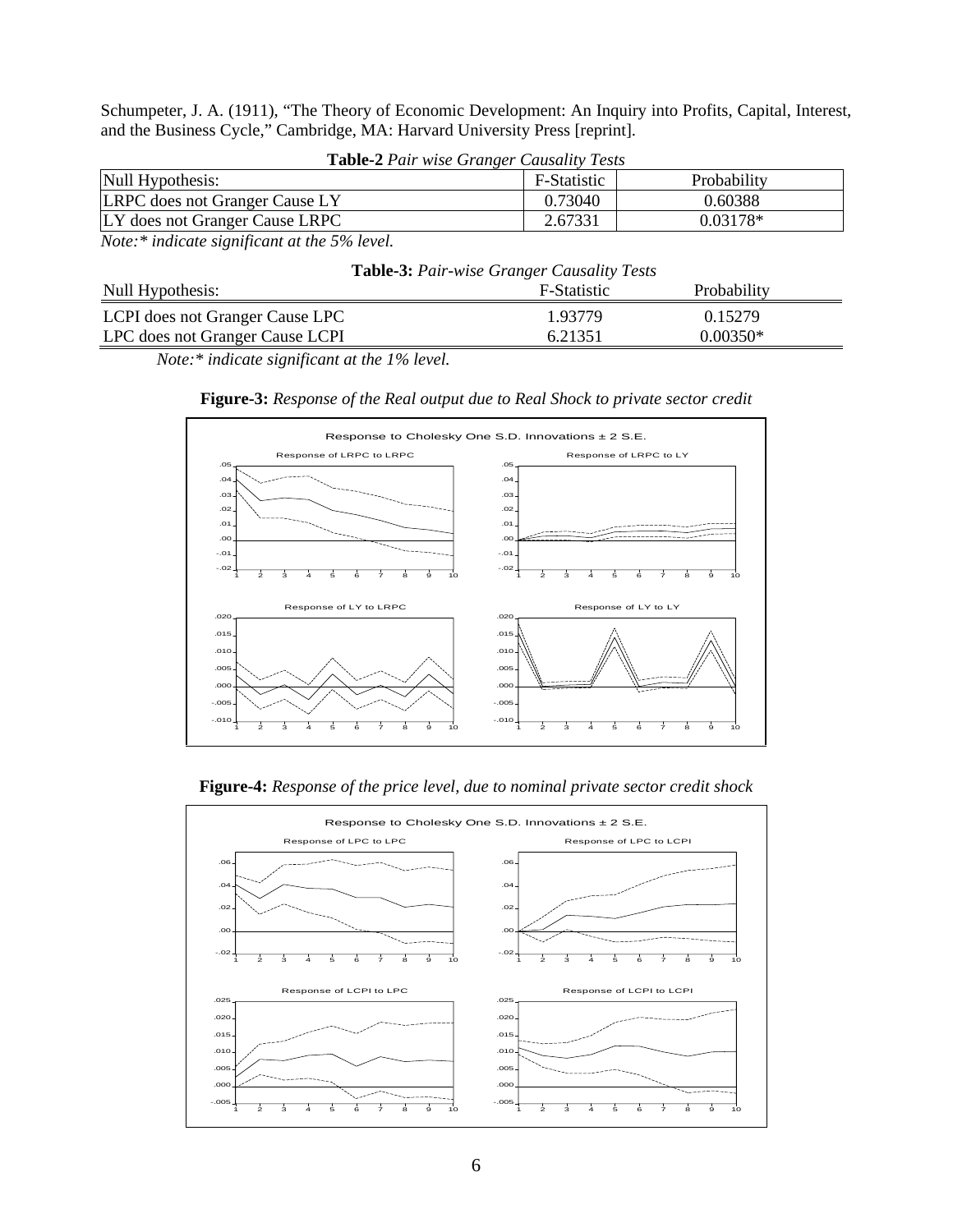Schumpeter, J. A. (1911), "The Theory of Economic Development: An Inquiry into Profits, Capital, Interest, and the Business Cycle," Cambridge, MA: Harvard University Press [reprint].

**Table-2** *Pair wise Granger Causality Tests*

| Null Hypothesis: | F-Statistic | Probability |
|---|---|---|
| LRPC does not Granger Cause LY | 0.73040 | 0.60388 |
| LY does not Granger Cause LRPC | 2.67331 | 0.03178* |

*Note:\* indicate significant at the 5% level.*

**Table-3:** *Pair-wise Granger Causality Tests*

| Null Hypothesis: | F-Statistic | Probability |
|---|---|---|
| LCPI does not Granger Cause LPC | 1.93779 | 0.15279 |
| LPC does not Granger Cause LCPI | 6.21351 | 0.00350* |

*Note:\* indicate significant at the 1% level.*

**Figure-3:** *Response of the Real output due to Real Shock to private sector credit*

Response to Cholesky One S.D. Innovations ± 2 S.E.

Response of LRPC to LRPC

Response of LRPC to LY

Response of LY to LRPC

Response of LY to LY

**Figure-4:** *Response of the price level, due to nominal private sector credit shock*

Response to Cholesky One S.D. Innovations ± 2 S.E.

Response of LPC to LPC

Response of LPC to LCPI

Response of LCPI to LPC

Response of LCPI to LCPI